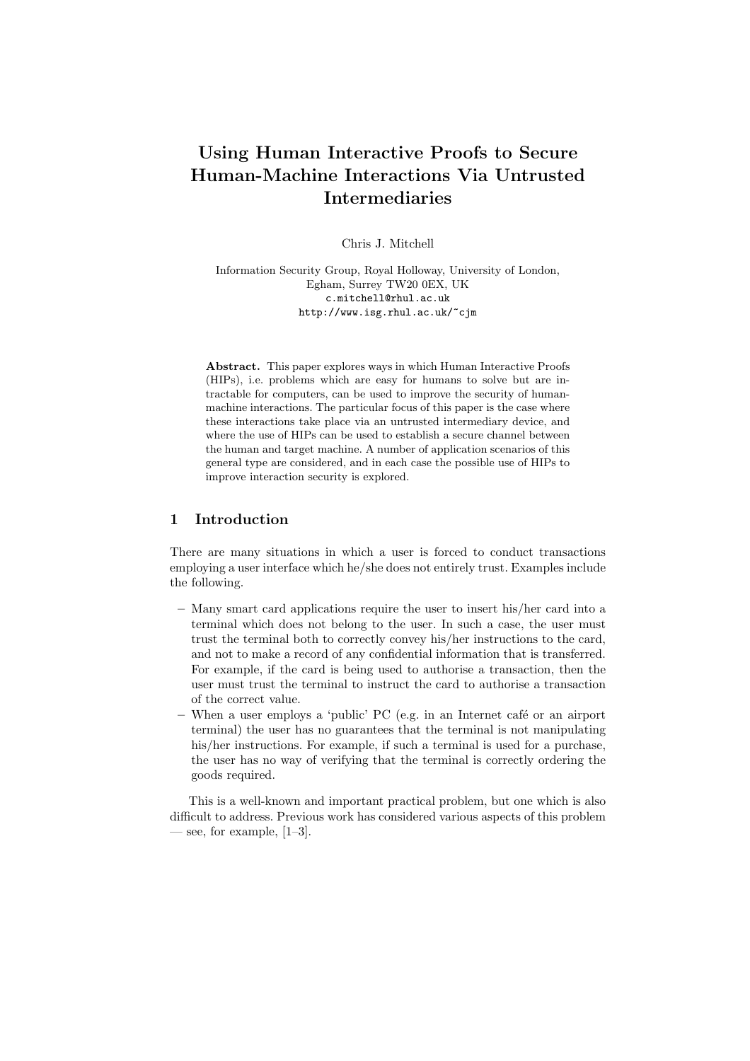# Using Human Interactive Proofs to Secure Human-Machine Interactions Via Untrusted Intermediaries

Chris J. Mitchell

Information Security Group, Royal Holloway, University of London,
Egham, Surrey TW20 0EX, UK
c.mitchell@rhul.ac.uk
http://www.isg.rhul.ac.uk/~cjm

**Abstract.** This paper explores ways in which Human Interactive Proofs (HIPs), i.e. problems which are easy for humans to solve but are intractable for computers, can be used to improve the security of human-machine interactions. The particular focus of this paper is the case where these interactions take place via an untrusted intermediary device, and where the use of HIPs can be used to establish a secure channel between the human and target machine. A number of application scenarios of this general type are considered, and in each case the possible use of HIPs to improve interaction security is explored.

## 1 Introduction

There are many situations in which a user is forced to conduct transactions employing a user interface which he/she does not entirely trust. Examples include the following.

- Many smart card applications require the user to insert his/her card into a terminal which does not belong to the user. In such a case, the user must trust the terminal both to correctly convey his/her instructions to the card, and not to make a record of any confidential information that is transferred. For example, if the card is being used to authorise a transaction, then the user must trust the terminal to instruct the card to authorise a transaction of the correct value.
- When a user employs a 'public' PC (e.g. in an Internet café or an airport terminal) the user has no guarantees that the terminal is not manipulating his/her instructions. For example, if such a terminal is used for a purchase, the user has no way of verifying that the terminal is correctly ordering the goods required.

This is a well-known and important practical problem, but one which is also difficult to address. Previous work has considered various aspects of this problem — see, for example, [1–3].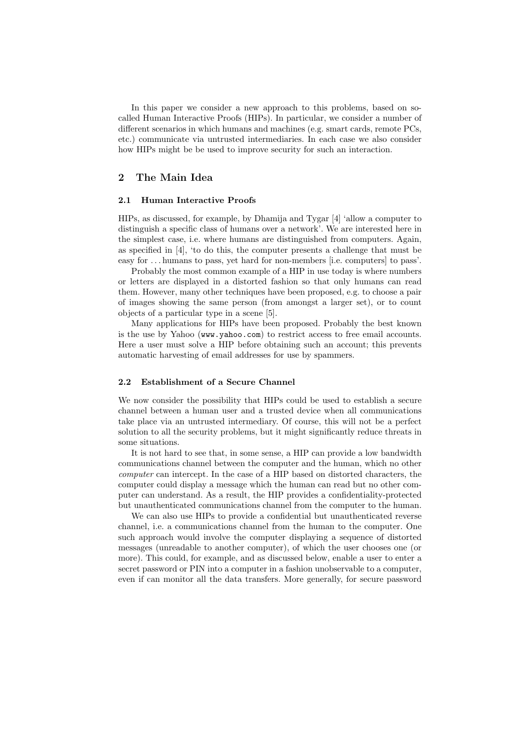In this paper we consider a new approach to this problems, based on so-called Human Interactive Proofs (HIPs). In particular, we consider a number of different scenarios in which humans and machines (e.g. smart cards, remote PCs, etc.) communicate via untrusted intermediaries. In each case we also consider how HIPs might be be used to improve security for such an interaction.

## 2 The Main Idea

### 2.1 Human Interactive Proofs

HIPs, as discussed, for example, by Dhamija and Tygar [4] 'allow a computer to distinguish a specific class of humans over a network'. We are interested here in the simplest case, i.e. where humans are distinguished from computers. Again, as specified in [4], 'to do this, the computer presents a challenge that must be easy for ... humans to pass, yet hard for non-members [i.e. computers] to pass'.

Probably the most common example of a HIP in use today is where numbers or letters are displayed in a distorted fashion so that only humans can read them. However, many other techniques have been proposed, e.g. to choose a pair of images showing the same person (from amongst a larger set), or to count objects of a particular type in a scene [5].

Many applications for HIPs have been proposed. Probably the best known is the use by Yahoo (`www.yahoo.com`) to restrict access to free email accounts. Here a user must solve a HIP before obtaining such an account; this prevents automatic harvesting of email addresses for use by spammers.

### 2.2 Establishment of a Secure Channel

We now consider the possibility that HIPs could be used to establish a secure channel between a human user and a trusted device when all communications take place via an untrusted intermediary. Of course, this will not be a perfect solution to all the security problems, but it might significantly reduce threats in some situations.

It is not hard to see that, in some sense, a HIP can provide a low bandwidth communications channel between the computer and the human, which no other *computer* can intercept. In the case of a HIP based on distorted characters, the computer could display a message which the human can read but no other computer can understand. As a result, the HIP provides a confidentiality-protected but unauthenticated communications channel from the computer to the human.

We can also use HIPs to provide a confidential but unauthenticated reverse channel, i.e. a communications channel from the human to the computer. One such approach would involve the computer displaying a sequence of distorted messages (unreadable to another computer), of which the user chooses one (or more). This could, for example, and as discussed below, enable a user to enter a secret password or PIN into a computer in a fashion unobservable to a computer, even if can monitor all the data transfers. More generally, for secure password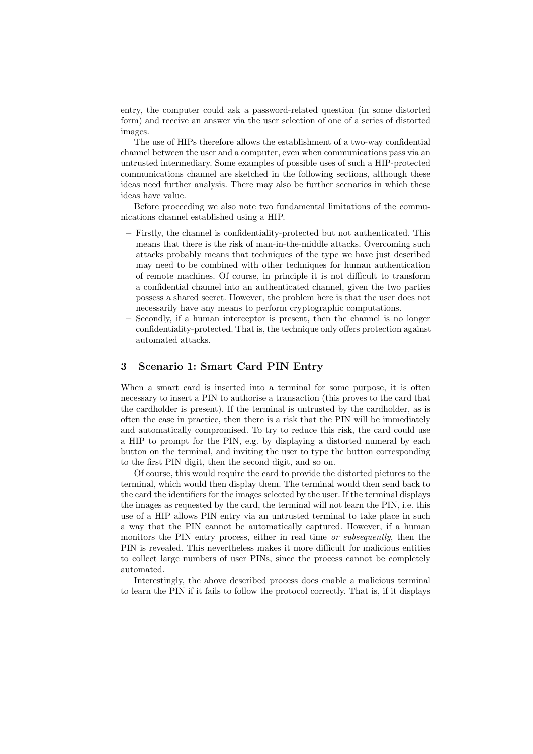entry, the computer could ask a password-related question (in some distorted form) and receive an answer via the user selection of one of a series of distorted images.

The use of HIPs therefore allows the establishment of a two-way confidential channel between the user and a computer, even when communications pass via an untrusted intermediary. Some examples of possible uses of such a HIP-protected communications channel are sketched in the following sections, although these ideas need further analysis. There may also be further scenarios in which these ideas have value.

Before proceeding we also note two fundamental limitations of the communications channel established using a HIP.

- Firstly, the channel is confidentiality-protected but not authenticated. This means that there is the risk of man-in-the-middle attacks. Overcoming such attacks probably means that techniques of the type we have just described may need to be combined with other techniques for human authentication of remote machines. Of course, in principle it is not difficult to transform a confidential channel into an authenticated channel, given the two parties possess a shared secret. However, the problem here is that the user does not necessarily have any means to perform cryptographic computations.
- Secondly, if a human interceptor is present, then the channel is no longer confidentiality-protected. That is, the technique only offers protection against automated attacks.

## 3 Scenario 1: Smart Card PIN Entry

When a smart card is inserted into a terminal for some purpose, it is often necessary to insert a PIN to authorise a transaction (this proves to the card that the cardholder is present). If the terminal is untrusted by the cardholder, as is often the case in practice, then there is a risk that the PIN will be immediately and automatically compromised. To try to reduce this risk, the card could use a HIP to prompt for the PIN, e.g. by displaying a distorted numeral by each button on the terminal, and inviting the user to type the button corresponding to the first PIN digit, then the second digit, and so on.

Of course, this would require the card to provide the distorted pictures to the terminal, which would then display them. The terminal would then send back to the card the identifiers for the images selected by the user. If the terminal displays the images as requested by the card, the terminal will not learn the PIN, i.e. this use of a HIP allows PIN entry via an untrusted terminal to take place in such a way that the PIN cannot be automatically captured. However, if a human monitors the PIN entry process, either in real time *or subsequently*, then the PIN is revealed. This nevertheless makes it more difficult for malicious entities to collect large numbers of user PINs, since the process cannot be completely automated.

Interestingly, the above described process does enable a malicious terminal to learn the PIN if it fails to follow the protocol correctly. That is, if it displays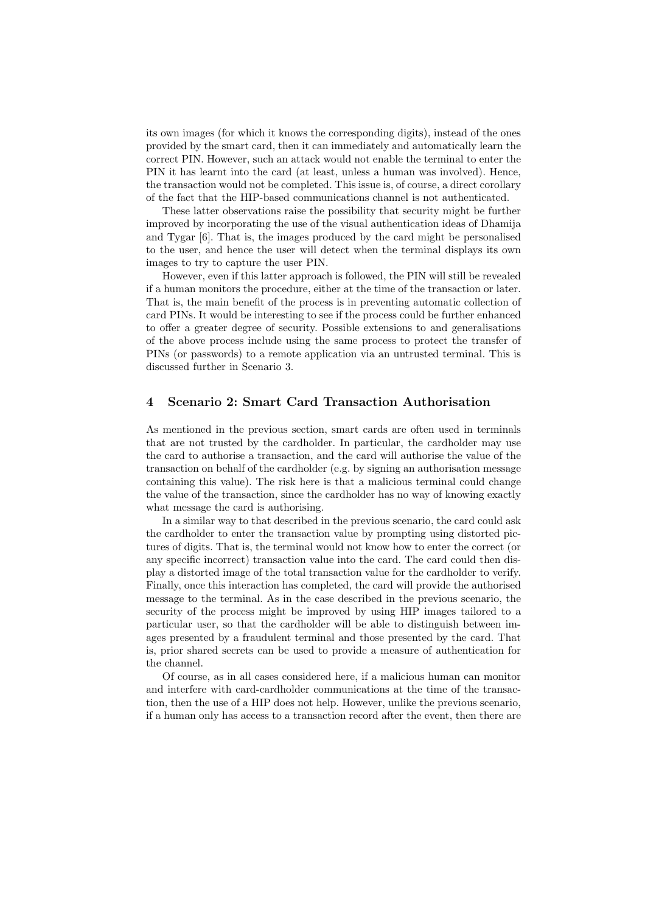its own images (for which it knows the corresponding digits), instead of the ones provided by the smart card, then it can immediately and automatically learn the correct PIN. However, such an attack would not enable the terminal to enter the PIN it has learnt into the card (at least, unless a human was involved). Hence, the transaction would not be completed. This issue is, of course, a direct corollary of the fact that the HIP-based communications channel is not authenticated.

These latter observations raise the possibility that security might be further improved by incorporating the use of the visual authentication ideas of Dhamija and Tygar [6]. That is, the images produced by the card might be personalised to the user, and hence the user will detect when the terminal displays its own images to try to capture the user PIN.

However, even if this latter approach is followed, the PIN will still be revealed if a human monitors the procedure, either at the time of the transaction or later. That is, the main benefit of the process is in preventing automatic collection of card PINs. It would be interesting to see if the process could be further enhanced to offer a greater degree of security. Possible extensions to and generalisations of the above process include using the same process to protect the transfer of PINs (or passwords) to a remote application via an untrusted terminal. This is discussed further in Scenario 3.

## 4 Scenario 2: Smart Card Transaction Authorisation

As mentioned in the previous section, smart cards are often used in terminals that are not trusted by the cardholder. In particular, the cardholder may use the card to authorise a transaction, and the card will authorise the value of the transaction on behalf of the cardholder (e.g. by signing an authorisation message containing this value). The risk here is that a malicious terminal could change the value of the transaction, since the cardholder has no way of knowing exactly what message the card is authorising.

In a similar way to that described in the previous scenario, the card could ask the cardholder to enter the transaction value by prompting using distorted pictures of digits. That is, the terminal would not know how to enter the correct (or any specific incorrect) transaction value into the card. The card could then display a distorted image of the total transaction value for the cardholder to verify. Finally, once this interaction has completed, the card will provide the authorised message to the terminal. As in the case described in the previous scenario, the security of the process might be improved by using HIP images tailored to a particular user, so that the cardholder will be able to distinguish between images presented by a fraudulent terminal and those presented by the card. That is, prior shared secrets can be used to provide a measure of authentication for the channel.

Of course, as in all cases considered here, if a malicious human can monitor and interfere with card-cardholder communications at the time of the transaction, then the use of a HIP does not help. However, unlike the previous scenario, if a human only has access to a transaction record after the event, then there are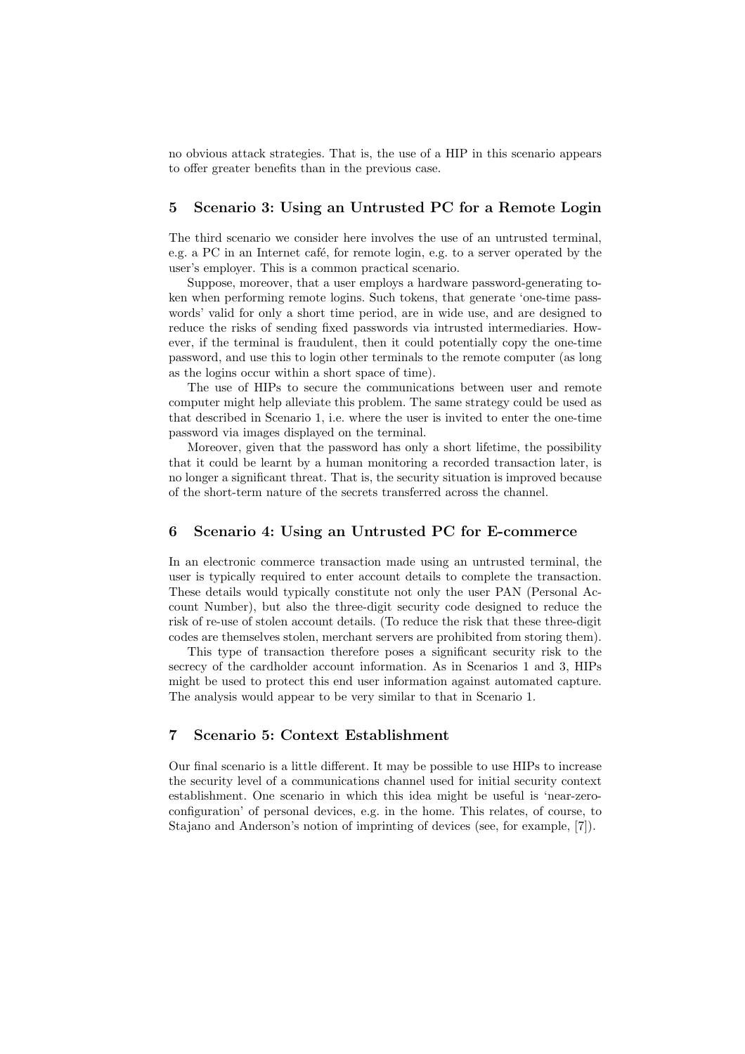no obvious attack strategies. That is, the use of a HIP in this scenario appears to offer greater benefits than in the previous case.

## 5 Scenario 3: Using an Untrusted PC for a Remote Login

The third scenario we consider here involves the use of an untrusted terminal, e.g. a PC in an Internet café, for remote login, e.g. to a server operated by the user's employer. This is a common practical scenario.

Suppose, moreover, that a user employs a hardware password-generating token when performing remote logins. Such tokens, that generate 'one-time passwords' valid for only a short time period, are in wide use, and are designed to reduce the risks of sending fixed passwords via intrusted intermediaries. However, if the terminal is fraudulent, then it could potentially copy the one-time password, and use this to login other terminals to the remote computer (as long as the logins occur within a short space of time).

The use of HIPs to secure the communications between user and remote computer might help alleviate this problem. The same strategy could be used as that described in Scenario 1, i.e. where the user is invited to enter the one-time password via images displayed on the terminal.

Moreover, given that the password has only a short lifetime, the possibility that it could be learnt by a human monitoring a recorded transaction later, is no longer a significant threat. That is, the security situation is improved because of the short-term nature of the secrets transferred across the channel.

## 6 Scenario 4: Using an Untrusted PC for E-commerce

In an electronic commerce transaction made using an untrusted terminal, the user is typically required to enter account details to complete the transaction. These details would typically constitute not only the user PAN (Personal Account Number), but also the three-digit security code designed to reduce the risk of re-use of stolen account details. (To reduce the risk that these three-digit codes are themselves stolen, merchant servers are prohibited from storing them).

This type of transaction therefore poses a significant security risk to the secrecy of the cardholder account information. As in Scenarios 1 and 3, HIPs might be used to protect this end user information against automated capture. The analysis would appear to be very similar to that in Scenario 1.

## 7 Scenario 5: Context Establishment

Our final scenario is a little different. It may be possible to use HIPs to increase the security level of a communications channel used for initial security context establishment. One scenario in which this idea might be useful is 'near-zero-configuration' of personal devices, e.g. in the home. This relates, of course, to Stajano and Anderson's notion of imprinting of devices (see, for example, [7]).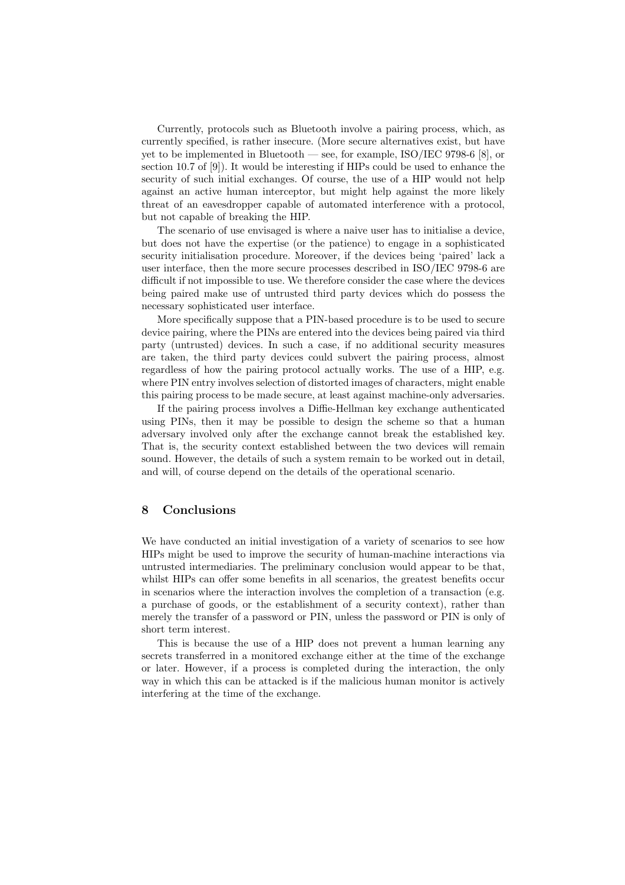Currently, protocols such as Bluetooth involve a pairing process, which, as currently specified, is rather insecure. (More secure alternatives exist, but have yet to be implemented in Bluetooth — see, for example, ISO/IEC 9798-6 [8], or section 10.7 of [9]). It would be interesting if HIPs could be used to enhance the security of such initial exchanges. Of course, the use of a HIP would not help against an active human interceptor, but might help against the more likely threat of an eavesdropper capable of automated interference with a protocol, but not capable of breaking the HIP.

The scenario of use envisaged is where a naive user has to initialise a device, but does not have the expertise (or the patience) to engage in a sophisticated security initialisation procedure. Moreover, if the devices being 'paired' lack a user interface, then the more secure processes described in ISO/IEC 9798-6 are difficult if not impossible to use. We therefore consider the case where the devices being paired make use of untrusted third party devices which do possess the necessary sophisticated user interface.

More specifically suppose that a PIN-based procedure is to be used to secure device pairing, where the PINs are entered into the devices being paired via third party (untrusted) devices. In such a case, if no additional security measures are taken, the third party devices could subvert the pairing process, almost regardless of how the pairing protocol actually works. The use of a HIP, e.g. where PIN entry involves selection of distorted images of characters, might enable this pairing process to be made secure, at least against machine-only adversaries.

If the pairing process involves a Diffie-Hellman key exchange authenticated using PINs, then it may be possible to design the scheme so that a human adversary involved only after the exchange cannot break the established key. That is, the security context established between the two devices will remain sound. However, the details of such a system remain to be worked out in detail, and will, of course depend on the details of the operational scenario.

## 8 Conclusions

We have conducted an initial investigation of a variety of scenarios to see how HIPs might be used to improve the security of human-machine interactions via untrusted intermediaries. The preliminary conclusion would appear to be that, whilst HIPs can offer some benefits in all scenarios, the greatest benefits occur in scenarios where the interaction involves the completion of a transaction (e.g. a purchase of goods, or the establishment of a security context), rather than merely the transfer of a password or PIN, unless the password or PIN is only of short term interest.

This is because the use of a HIP does not prevent a human learning any secrets transferred in a monitored exchange either at the time of the exchange or later. However, if a process is completed during the interaction, the only way in which this can be attacked is if the malicious human monitor is actively interfering at the time of the exchange.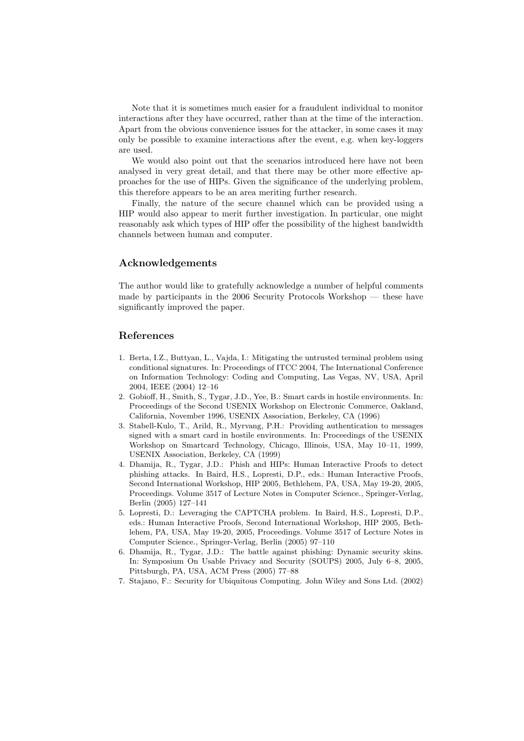Note that it is sometimes much easier for a fraudulent individual to monitor interactions after they have occurred, rather than at the time of the interaction. Apart from the obvious convenience issues for the attacker, in some cases it may only be possible to examine interactions after the event, e.g. when key-loggers are used.

We would also point out that the scenarios introduced here have not been analysed in very great detail, and that there may be other more effective approaches for the use of HIPs. Given the significance of the underlying problem, this therefore appears to be an area meriting further research.

Finally, the nature of the secure channel which can be provided using a HIP would also appear to merit further investigation. In particular, one might reasonably ask which types of HIP offer the possibility of the highest bandwidth channels between human and computer.

## Acknowledgements

The author would like to gratefully acknowledge a number of helpful comments made by participants in the 2006 Security Protocols Workshop — these have significantly improved the paper.

## References

1. Berta, I.Z., Buttyan, L., Vajda, I.: Mitigating the untrusted terminal problem using conditional signatures. In: Proceedings of ITCC 2004, The International Conference on Information Technology: Coding and Computing, Las Vegas, NV, USA, April 2004, IEEE (2004) 12–16
2. Gobioff, H., Smith, S., Tygar, J.D., Yee, B.: Smart cards in hostile environments. In: Proceedings of the Second USENIX Workshop on Electronic Commerce, Oakland, California, November 1996, USENIX Association, Berkeley, CA (1996)
3. Stabell-Kulo, T., Arild, R., Myrvang, P.H.: Providing authentication to messages signed with a smart card in hostile environments. In: Proceedings of the USENIX Workshop on Smartcard Technology, Chicago, Illinois, USA, May 10–11, 1999, USENIX Association, Berkeley, CA (1999)
4. Dhamija, R., Tygar, J.D.: Phish and HIPs: Human Interactive Proofs to detect phishing attacks. In Baird, H.S., Lopresti, D.P., eds.: Human Interactive Proofs, Second International Workshop, HIP 2005, Bethlehem, PA, USA, May 19-20, 2005, Proceedings. Volume 3517 of Lecture Notes in Computer Science., Springer-Verlag, Berlin (2005) 127–141
5. Lopresti, D.: Leveraging the CAPTCHA problem. In Baird, H.S., Lopresti, D.P., eds.: Human Interactive Proofs, Second International Workshop, HIP 2005, Bethlehem, PA, USA, May 19-20, 2005, Proceedings. Volume 3517 of Lecture Notes in Computer Science., Springer-Verlag, Berlin (2005) 97–110
6. Dhamija, R., Tygar, J.D.: The battle against phishing: Dynamic security skins. In: Symposium On Usable Privacy and Security (SOUPS) 2005, July 6–8, 2005, Pittsburgh, PA, USA, ACM Press (2005) 77–88
7. Stajano, F.: Security for Ubiquitous Computing. John Wiley and Sons Ltd. (2002)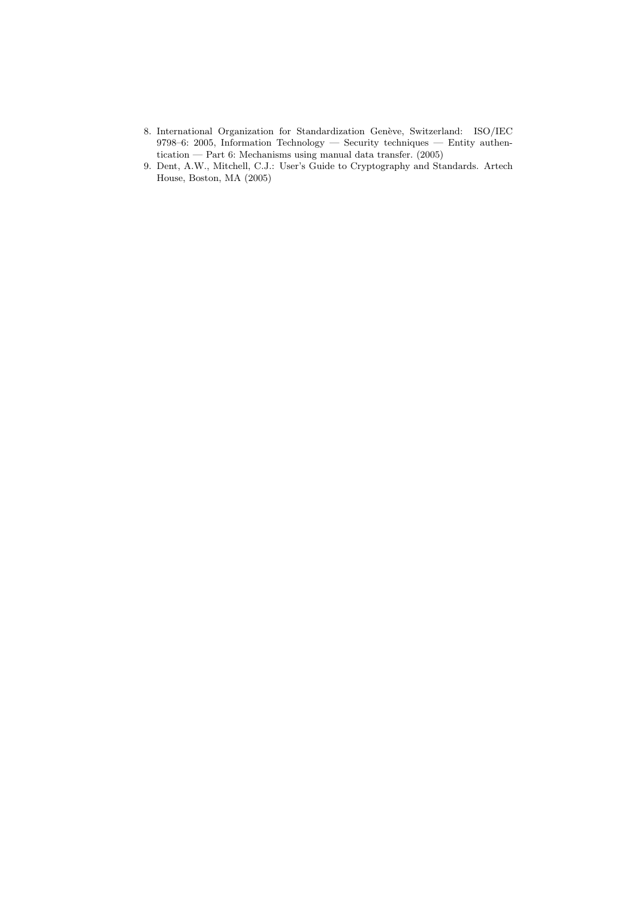8. International Organization for Standardization Genève, Switzerland: ISO/IEC 9798–6: 2005, Information Technology — Security techniques — Entity authentication — Part 6: Mechanisms using manual data transfer. (2005)
9. Dent, A.W., Mitchell, C.J.: User's Guide to Cryptography and Standards. Artech House, Boston, MA (2005)